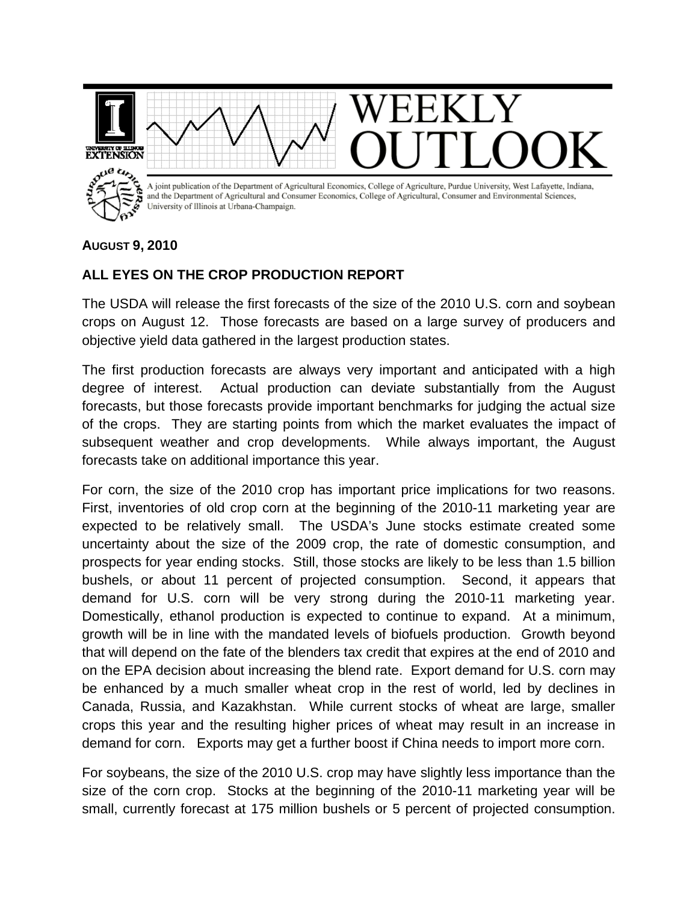# WEEKLY OUTLOOK

A joint publication of the Department of Agricultural Economics, College of Agriculture, Purdue University, West Lafayette, Indiana, and the Department of Agricultural and Consumer Economics, College of Agricultural, Consumer and Environmental Sciences, University of Illinois at Urbana-Champaign.

**AUGUST 9, 2010**

## ALL EYES ON THE CROP PRODUCTION REPORT

The USDA will release the first forecasts of the size of the 2010 U.S. corn and soybean crops on August 12. Those forecasts are based on a large survey of producers and objective yield data gathered in the largest production states.

The first production forecasts are always very important and anticipated with a high degree of interest. Actual production can deviate substantially from the August forecasts, but those forecasts provide important benchmarks for judging the actual size of the crops. They are starting points from which the market evaluates the impact of subsequent weather and crop developments. While always important, the August forecasts take on additional importance this year.

For corn, the size of the 2010 crop has important price implications for two reasons. First, inventories of old crop corn at the beginning of the 2010-11 marketing year are expected to be relatively small. The USDA's June stocks estimate created some uncertainty about the size of the 2009 crop, the rate of domestic consumption, and prospects for year ending stocks. Still, those stocks are likely to be less than 1.5 billion bushels, or about 11 percent of projected consumption. Second, it appears that demand for U.S. corn will be very strong during the 2010-11 marketing year. Domestically, ethanol production is expected to continue to expand. At a minimum, growth will be in line with the mandated levels of biofuels production. Growth beyond that will depend on the fate of the blenders tax credit that expires at the end of 2010 and on the EPA decision about increasing the blend rate. Export demand for U.S. corn may be enhanced by a much smaller wheat crop in the rest of world, led by declines in Canada, Russia, and Kazakhstan. While current stocks of wheat are large, smaller crops this year and the resulting higher prices of wheat may result in an increase in demand for corn. Exports may get a further boost if China needs to import more corn.

For soybeans, the size of the 2010 U.S. crop may have slightly less importance than the size of the corn crop. Stocks at the beginning of the 2010-11 marketing year will be small, currently forecast at 175 million bushels or 5 percent of projected consumption.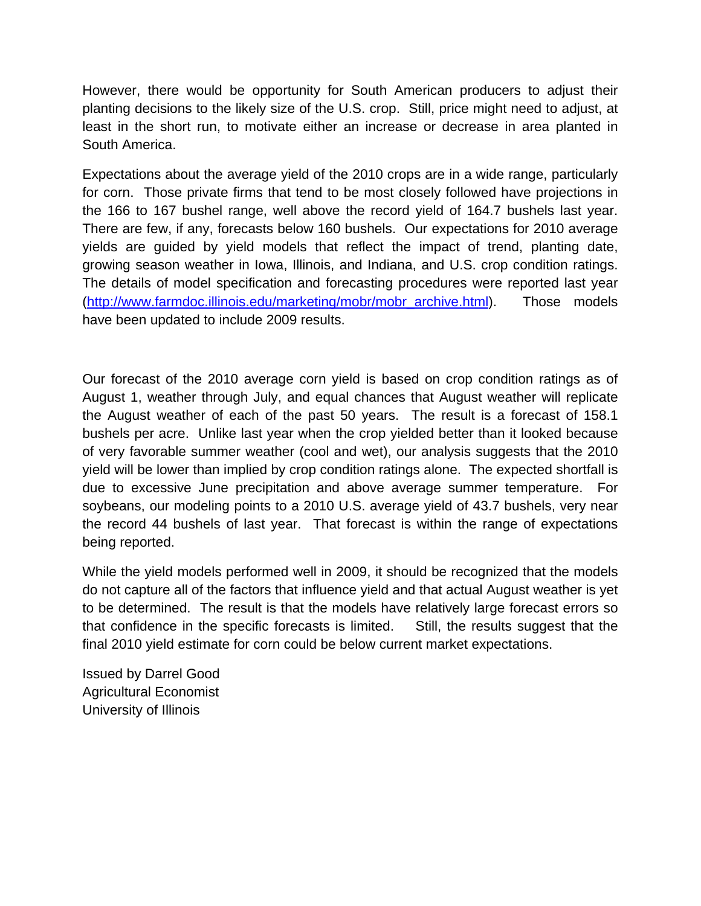However, there would be opportunity for South American producers to adjust their planting decisions to the likely size of the U.S. crop. Still, price might need to adjust, at least in the short run, to motivate either an increase or decrease in area planted in South America.

Expectations about the average yield of the 2010 crops are in a wide range, particularly for corn. Those private firms that tend to be most closely followed have projections in the 166 to 167 bushel range, well above the record yield of 164.7 bushels last year. There are few, if any, forecasts below 160 bushels. Our expectations for 2010 average yields are guided by yield models that reflect the impact of trend, planting date, growing season weather in Iowa, Illinois, and Indiana, and U.S. crop condition ratings. The details of model specification and forecasting procedures were reported last year (http://www.farmdoc.illinois.edu/marketing/mobr/mobr_archive.html). Those models have been updated to include 2009 results.

Our forecast of the 2010 average corn yield is based on crop condition ratings as of August 1, weather through July, and equal chances that August weather will replicate the August weather of each of the past 50 years. The result is a forecast of 158.1 bushels per acre. Unlike last year when the crop yielded better than it looked because of very favorable summer weather (cool and wet), our analysis suggests that the 2010 yield will be lower than implied by crop condition ratings alone. The expected shortfall is due to excessive June precipitation and above average summer temperature. For soybeans, our modeling points to a 2010 U.S. average yield of 43.7 bushels, very near the record 44 bushels of last year. That forecast is within the range of expectations being reported.

While the yield models performed well in 2009, it should be recognized that the models do not capture all of the factors that influence yield and that actual August weather is yet to be determined. The result is that the models have relatively large forecast errors so that confidence in the specific forecasts is limited. Still, the results suggest that the final 2010 yield estimate for corn could be below current market expectations.

Issued by Darrel Good
Agricultural Economist
University of Illinois